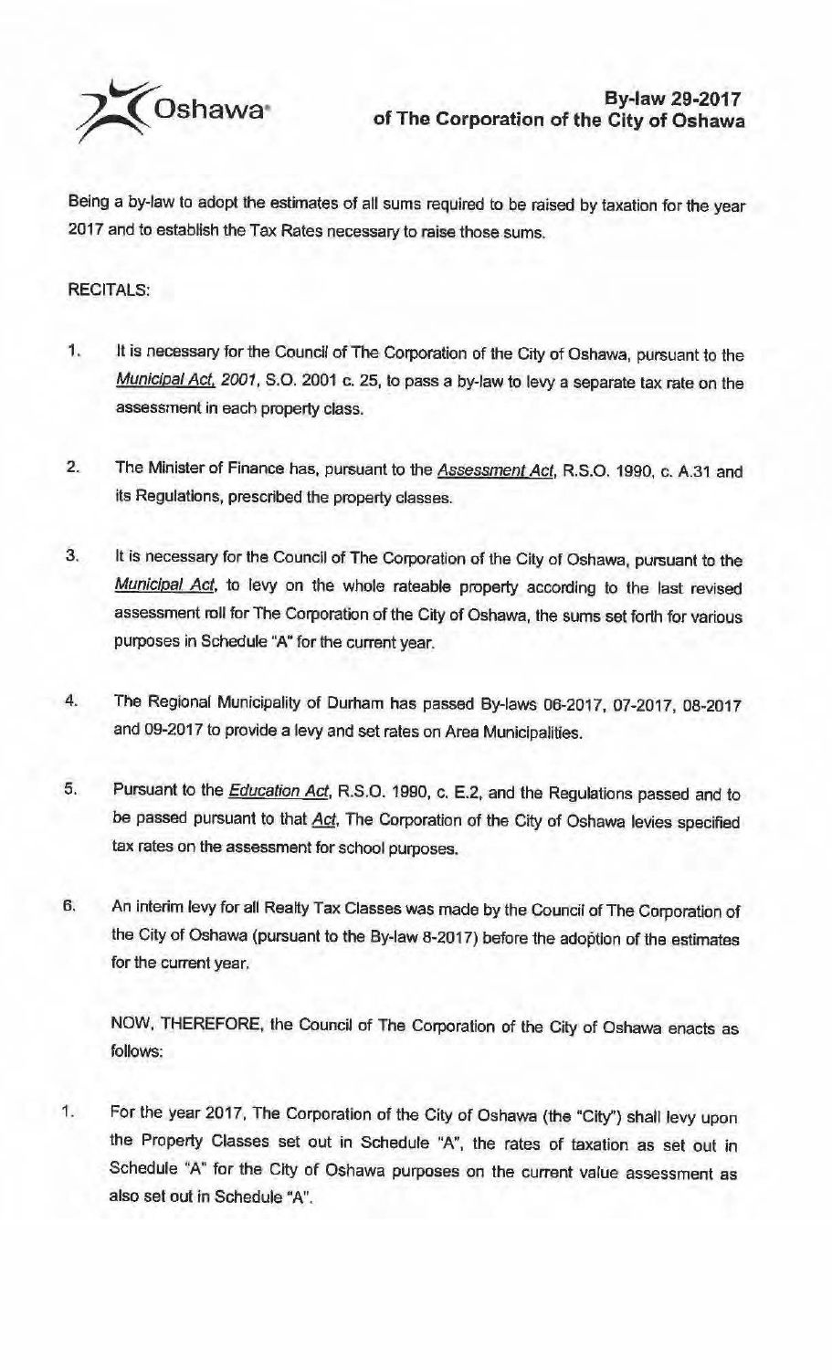# By-law 29-2017 of The Corporation of the City of Oshawa

Being a by-law to adopt the estimates of all sums required to be raised by taxation for the year 2017 and to establish the Tax Rates necessary to raise those sums.

## RECITALS:

1. It is necessary for the Council of The Corporation of the City of Oshawa, pursuant to the *Municipal Act, 2001*, S.O. 2001 c. 25, to pass a by-law to levy a separate tax rate on the assessment in each property class.

2. The Minister of Finance has, pursuant to the *Assessment Act*, R.S.O. 1990, c. A.31 and its Regulations, prescribed the property classes.

3. It is necessary for the Council of The Corporation of the City of Oshawa, pursuant to the *Municipal Act*, to levy on the whole rateable property according to the last revised assessment roll for The Corporation of the City of Oshawa, the sums set forth for various purposes in Schedule "A" for the current year.

4. The Regional Municipality of Durham has passed By-laws 06-2017, 07-2017, 08-2017 and 09-2017 to provide a levy and set rates on Area Municipalities.

5. Pursuant to the *Education Act*, R.S.O. 1990, c. E.2, and the Regulations passed and to be passed pursuant to that *Act*, The Corporation of the City of Oshawa levies specified tax rates on the assessment for school purposes.

6. An interim levy for all Realty Tax Classes was made by the Council of The Corporation of the City of Oshawa (pursuant to the By-law 8-2017) before the adoption of the estimates for the current year.

NOW, THEREFORE, the Council of The Corporation of the City of Oshawa enacts as follows:

1. For the year 2017, The Corporation of the City of Oshawa (the "City") shall levy upon the Property Classes set out in Schedule "A", the rates of taxation as set out in Schedule "A" for the City of Oshawa purposes on the current value assessment as also set out in Schedule "A".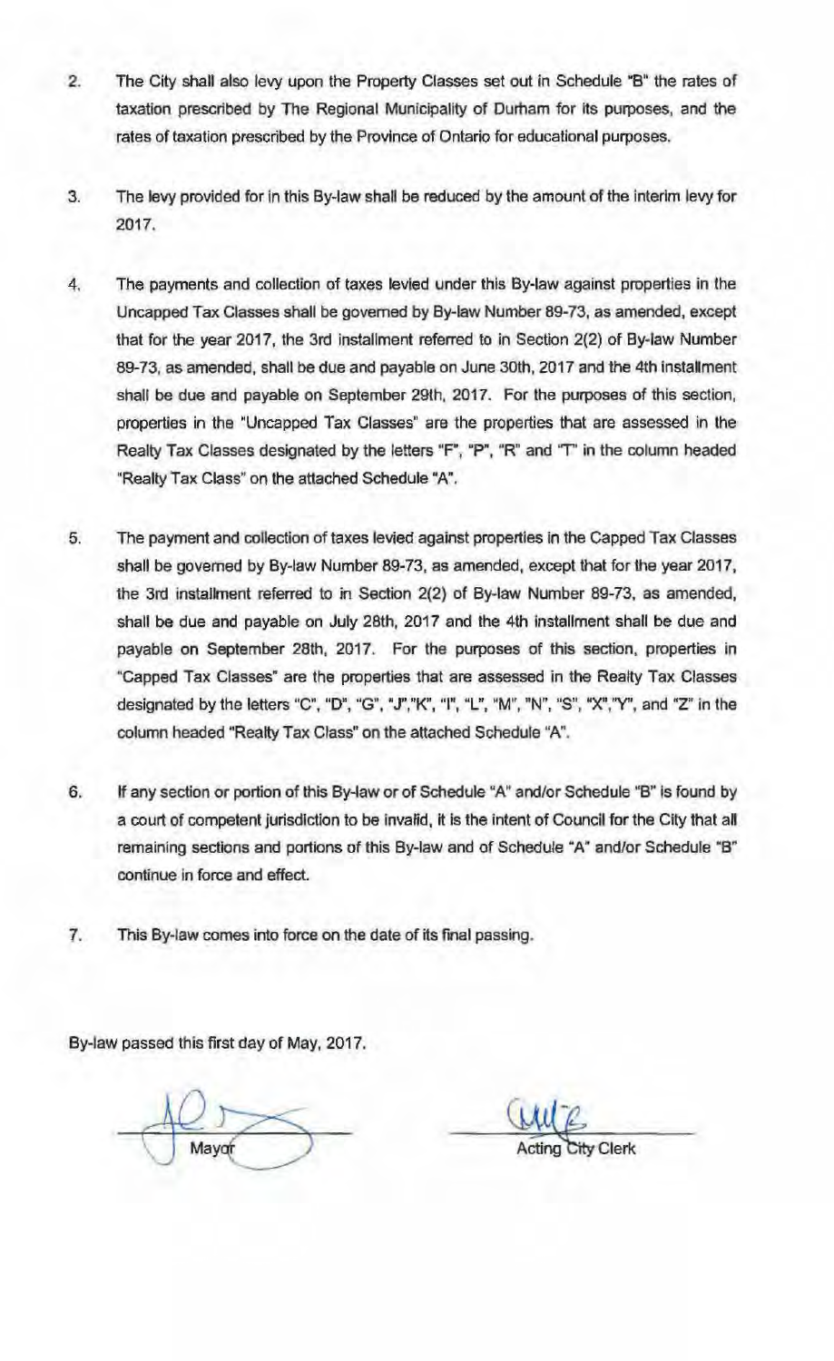2. The City shall also levy upon the Property Classes set out in Schedule "B" the rates of taxation prescribed by The Regional Municipality of Durham for its purposes, and the rates of taxation prescribed by the Province of Ontario for educational purposes.

3. The levy provided for in this By-law shall be reduced by the amount of the interim levy for 2017.

4. The payments and collection of taxes levied under this By-law against properties in the Uncapped Tax Classes shall be governed by By-law Number 89-73, as amended, except that for the year 2017, the 3rd installment referred to in Section 2(2) of By-law Number 89-73, as amended, shall be due and payable on June 30th, 2017 and the 4th installment shall be due and payable on September 29th, 2017. For the purposes of this section, properties in the "Uncapped Tax Classes" are the properties that are assessed in the Realty Tax Classes designated by the letters "F", "P", "R" and "T" in the column headed "Realty Tax Class" on the attached Schedule "A".

5. The payment and collection of taxes levied against properties in the Capped Tax Classes shall be governed by By-law Number 89-73, as amended, except that for the year 2017, the 3rd installment referred to in Section 2(2) of By-law Number 89-73, as amended, shall be due and payable on July 28th, 2017 and the 4th installment shall be due and payable on September 28th, 2017. For the purposes of this section, properties in "Capped Tax Classes" are the properties that are assessed in the Realty Tax Classes designated by the letters "C", "D", "G", "J","K", "I", "L", "M", "N", "S", "X","Y", and "Z" in the column headed "Realty Tax Class" on the attached Schedule "A".

6. If any section or portion of this By-law or of Schedule "A" and/or Schedule "B" is found by a court of competent jurisdiction to be invalid, it is the intent of Council for the City that all remaining sections and portions of this By-law and of Schedule "A" and/or Schedule "B" continue in force and effect.

7. This By-law comes into force on the date of its final passing.

By-law passed this first day of May, 2017.

Mayor

Acting City Clerk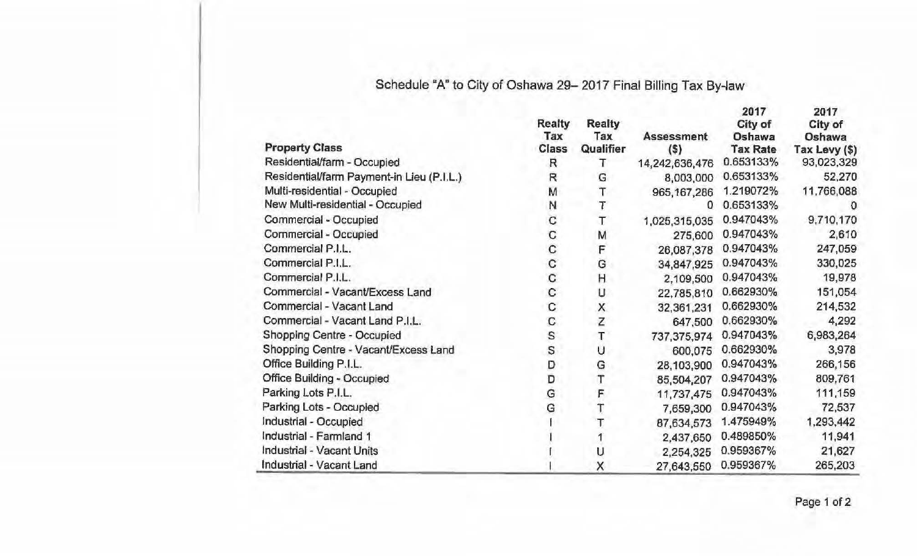Schedule "A" to City of Oshawa 29– 2017 Final Billing Tax By-law

| Property Class | Realty Tax Class | Realty Tax Qualifier | Assessment ($) | 2017 City of Oshawa Tax Rate | 2017 City of Oshawa Tax Levy ($) |
|---|---|---|---|---|---|
| Residential/farm - Occupied | R | T | 14,242,636,476 | 0.653133% | 93,023,329 |
| Residential/farm Payment-in Lieu (P.I.L.) | R | G | 8,003,000 | 0.653133% | 52,270 |
| Multi-residential - Occupied | M | T | 965,167,286 | 1.219072% | 11,766,088 |
| New Multi-residential - Occupied | N | T | 0 | 0.653133% | 0 |
| Commercial - Occupied | C | T | 1,025,315,035 | 0.947043% | 9,710,170 |
| Commercial - Occupied | C | M | 275,600 | 0.947043% | 2,610 |
| Commercial P.I.L. | C | F | 26,087,378 | 0.947043% | 247,059 |
| Commercial P.I.L. | C | G | 34,847,925 | 0.947043% | 330,025 |
| Commercial P.I.L. | C | H | 2,109,500 | 0.947043% | 19,978 |
| Commercial - Vacant/Excess Land | C | U | 22,785,810 | 0.662930% | 151,054 |
| Commercial - Vacant Land | C | X | 32,361,231 | 0.662930% | 214,532 |
| Commercial - Vacant Land P.I.L. | C | Z | 647,500 | 0.662930% | 4,292 |
| Shopping Centre - Occupied | S | T | 737,375,974 | 0.947043% | 6,983,264 |
| Shopping Centre - Vacant/Excess Land | S | U | 600,075 | 0.662930% | 3,978 |
| Office Building P.I.L. | D | G | 28,103,900 | 0.947043% | 266,156 |
| Office Building - Occupied | D | T | 85,504,207 | 0.947043% | 809,761 |
| Parking Lots P.I.L. | G | F | 11,737,475 | 0.947043% | 111,159 |
| Parking Lots - Occupied | G | T | 7,659,300 | 0.947043% | 72,537 |
| Industrial - Occupied | I | T | 87,634,573 | 1.475949% | 1,293,442 |
| Industrial - Farmland 1 | I | 1 | 2,437,650 | 0.489850% | 11,941 |
| Industrial - Vacant Units | I | U | 2,254,325 | 0.959367% | 21,627 |
| Industrial - Vacant Land | I | X | 27,643,550 | 0.959367% | 265,203 |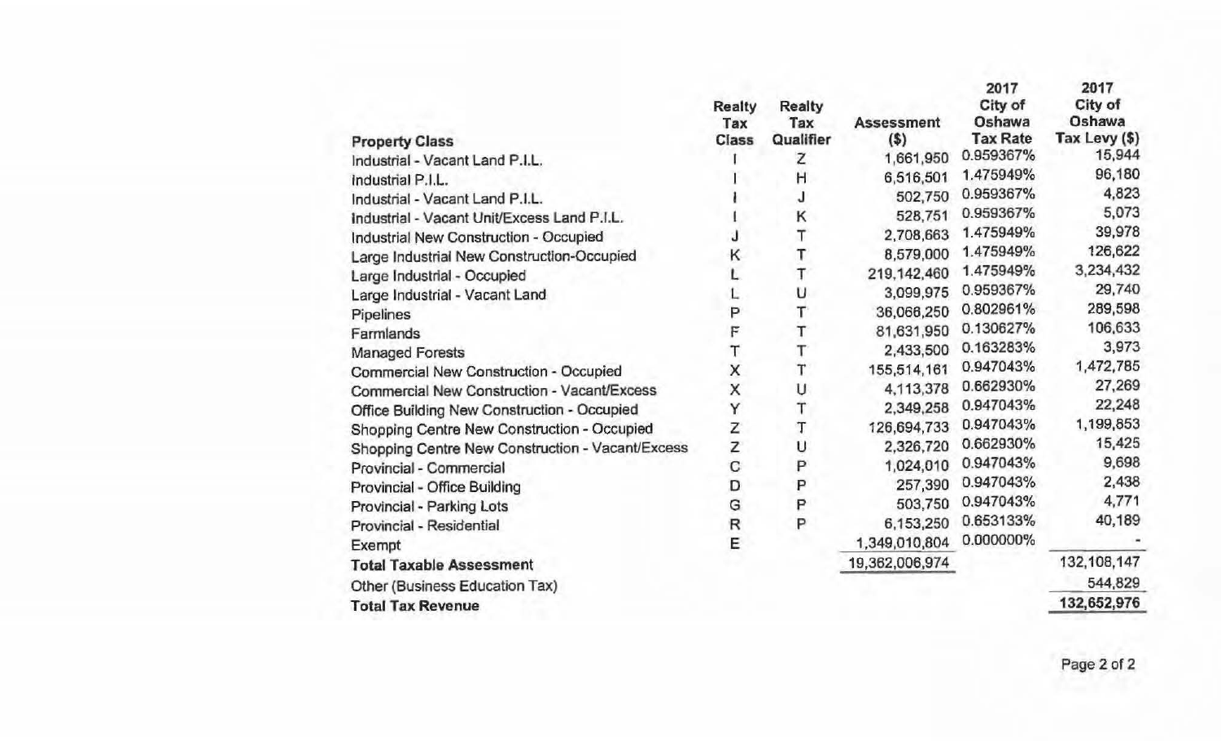| Property Class | Realty Tax Class | Realty Tax Qualifier | Assessment ($) | 2017 City of Oshawa Tax Rate | 2017 City of Oshawa Tax Levy ($) |
|---|---|---|---|---|---|
| Industrial - Vacant Land P.I.L. | I | Z | 1,661,950 | 0.959367% | 15,944 |
| Industrial P.I.L. | I | H | 6,516,501 | 1.475949% | 96,180 |
| Industrial - Vacant Land P.I.L. | I | J | 502,750 | 0.959367% | 4,823 |
| Industrial - Vacant Unit/Excess Land P.I.L. | I | K | 528,751 | 0.959367% | 5,073 |
| Industrial New Construction - Occupied | J | T | 2,708,663 | 1.475949% | 39,978 |
| Large Industrial New Construction-Occupied | K | T | 8,579,000 | 1.475949% | 126,622 |
| Large Industrial - Occupied | L | T | 219,142,460 | 1.475949% | 3,234,432 |
| Large Industrial - Vacant Land | L | U | 3,099,975 | 0.959367% | 29,740 |
| Pipelines | P | T | 36,066,250 | 0.802961% | 289,598 |
| Farmlands | F | T | 81,631,950 | 0.130627% | 106,633 |
| Managed Forests | T | T | 2,433,500 | 0.163283% | 3,973 |
| Commercial New Construction - Occupied | X | T | 155,514,161 | 0.947043% | 1,472,785 |
| Commercial New Construction - Vacant/Excess | X | U | 4,113,378 | 0.662930% | 27,269 |
| Office Building New Construction - Occupied | Y | T | 2,349,258 | 0.947043% | 22,248 |
| Shopping Centre New Construction - Occupied | Z | T | 126,694,733 | 0.947043% | 1,199,853 |
| Shopping Centre New Construction - Vacant/Excess | Z | U | 2,326,720 | 0.662930% | 15,425 |
| Provincial - Commercial | C | P | 1,024,010 | 0.947043% | 9,698 |
| Provincial - Office Building | D | P | 257,390 | 0.947043% | 2,438 |
| Provincial - Parking Lots | G | P | 503,750 | 0.947043% | 4,771 |
| Provincial - Residential | R | P | 6,153,250 | 0.653133% | 40,189 |
| Exempt | E | | 1,349,010,804 | 0.000000% | - |
| **Total Taxable Assessment** | | | 19,362,006,974 | | 132,108,147 |
| Other (Business Education Tax) | | | | | 544,829 |
| **Total Tax Revenue** | | | | | 132,652,976 |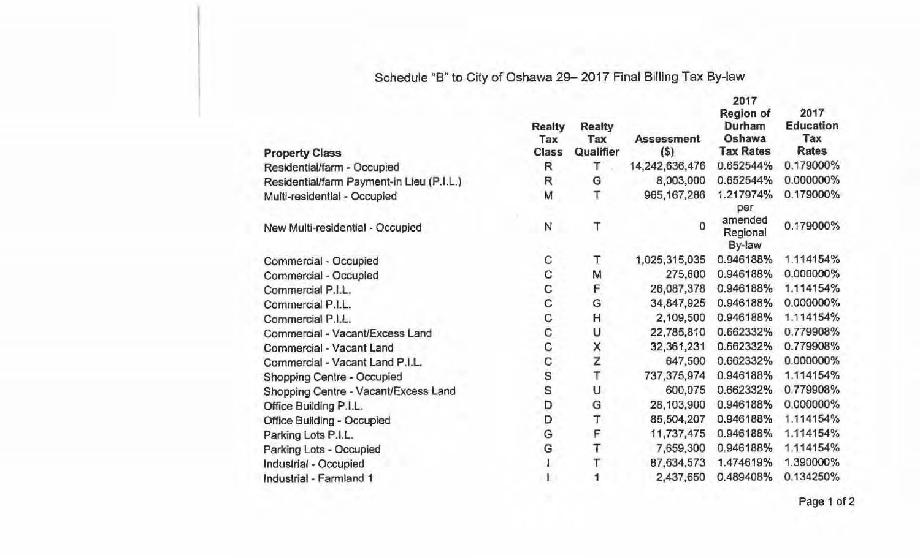Schedule "B" to City of Oshawa 29– 2017 Final Billing Tax By-law

| Property Class | Realty Tax Class | Realty Tax Qualifier | Assessment ($) | 2017 Region of Durham Oshawa Tax Rates | 2017 Education Tax Rates |
|---|---|---|---|---|---|
| Residential/farm - Occupied | R | T | 14,242,636,476 | 0.652544% | 0.179000% |
| Residential/farm Payment-in Lieu (P.I.L.) | R | G | 8,003,000 | 0.652544% | 0.000000% |
| Multi-residential - Occupied | M | T | 965,167,286 | 1.217974% | 0.179000% |
| New Multi-residential - Occupied | N | T | 0 | per amended Regional By-law | 0.179000% |
| Commercial - Occupied | C | T | 1,025,315,035 | 0.946188% | 1.114154% |
| Commercial - Occupied | C | M | 275,600 | 0.946188% | 0.000000% |
| Commercial P.I.L. | C | F | 26,087,378 | 0.946188% | 1.114154% |
| Commercial P.I.L. | C | G | 34,847,925 | 0.946188% | 0.000000% |
| Commercial P.I.L. | C | H | 2,109,500 | 0.946188% | 1.114154% |
| Commercial - Vacant/Excess Land | C | U | 22,785,810 | 0.662332% | 0.779908% |
| Commercial - Vacant Land | C | X | 32,361,231 | 0.662332% | 0.779908% |
| Commercial - Vacant Land P.I.L. | C | Z | 647,500 | 0.662332% | 0.000000% |
| Shopping Centre - Occupied | S | T | 737,375,974 | 0.946188% | 1.114154% |
| Shopping Centre - Vacant/Excess Land | S | U | 600,075 | 0.662332% | 0.779908% |
| Office Building P.I.L. | D | G | 28,103,900 | 0.946188% | 0.000000% |
| Office Building - Occupied | D | T | 85,504,207 | 0.946188% | 1.114154% |
| Parking Lots P.I.L. | G | F | 11,737,475 | 0.946188% | 1.114154% |
| Parking Lots - Occupied | G | T | 7,659,300 | 0.946188% | 1.114154% |
| Industrial - Occupied | I | T | 87,634,573 | 1.474619% | 1.390000% |
| Industrial - Farmland 1 | I | 1 | 2,437,650 | 0.489408% | 0.134250% |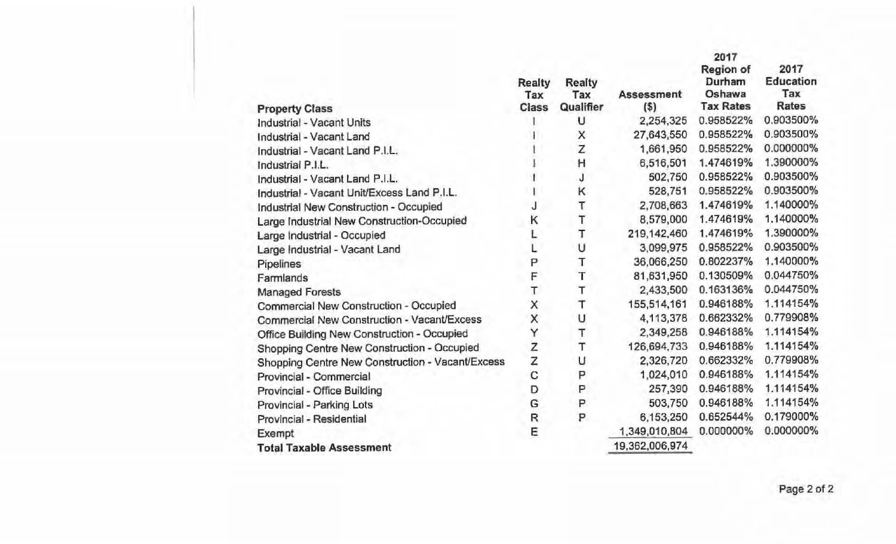| Property Class | Realty Tax Class | Realty Tax Qualifier | Assessment ($) | 2017 Region of Durham Oshawa Tax Rates | 2017 Education Tax Rates |
|---|---|---|---|---|---|
| Industrial - Vacant Units | I | U | 2,254,325 | 0.958522% | 0.903500% |
| Industrial - Vacant Land | I | X | 27,643,550 | 0.958522% | 0.903500% |
| Industrial - Vacant Land P.I.L. | I | Z | 1,661,950 | 0.958522% | 0.000000% |
| Industrial P.I.L. | I | H | 6,516,501 | 1.474619% | 1.390000% |
| Industrial - Vacant Land P.I.L. | I | J | 502,750 | 0.958522% | 0.903500% |
| Industrial - Vacant Unit/Excess Land P.I.L. | I | K | 528,751 | 0.958522% | 0.903500% |
| Industrial New Construction - Occupied | J | T | 2,708,663 | 1.474619% | 1.140000% |
| Large Industrial New Construction-Occupied | K | T | 8,579,000 | 1.474619% | 1.140000% |
| Large Industrial - Occupied | L | T | 219,142,460 | 1.474619% | 1.390000% |
| Large Industrial - Vacant Land | L | U | 3,099,975 | 0.958522% | 0.903500% |
| Pipelines | P | T | 36,066,250 | 0.802237% | 1.140000% |
| Farmlands | F | T | 81,631,950 | 0.130509% | 0.044750% |
| Managed Forests | T | T | 2,433,500 | 0.163136% | 0.044750% |
| Commercial New Construction - Occupied | X | T | 155,514,161 | 0.946188% | 1.114154% |
| Commercial New Construction - Vacant/Excess | X | U | 4,113,378 | 0.662332% | 0.779908% |
| Office Building New Construction - Occupied | Y | T | 2,349,258 | 0.946188% | 1.114154% |
| Shopping Centre New Construction - Occupied | Z | T | 126,694,733 | 0.946188% | 1.114154% |
| Shopping Centre New Construction - Vacant/Excess | Z | U | 2,326,720 | 0.662332% | 0.779908% |
| Provincial - Commercial | C | P | 1,024,010 | 0.946188% | 1.114154% |
| Provincial - Office Building | D | P | 257,390 | 0.946188% | 1.114154% |
| Provincial - Parking Lots | G | P | 503,750 | 0.946188% | 1.114154% |
| Provincial - Residential | R | P | 6,153,250 | 0.652544% | 0.179000% |
| Exempt | E | | 1,349,010,804 | 0.000000% | 0.000000% |
| **Total Taxable Assessment** | | | 19,362,006,974 | | |